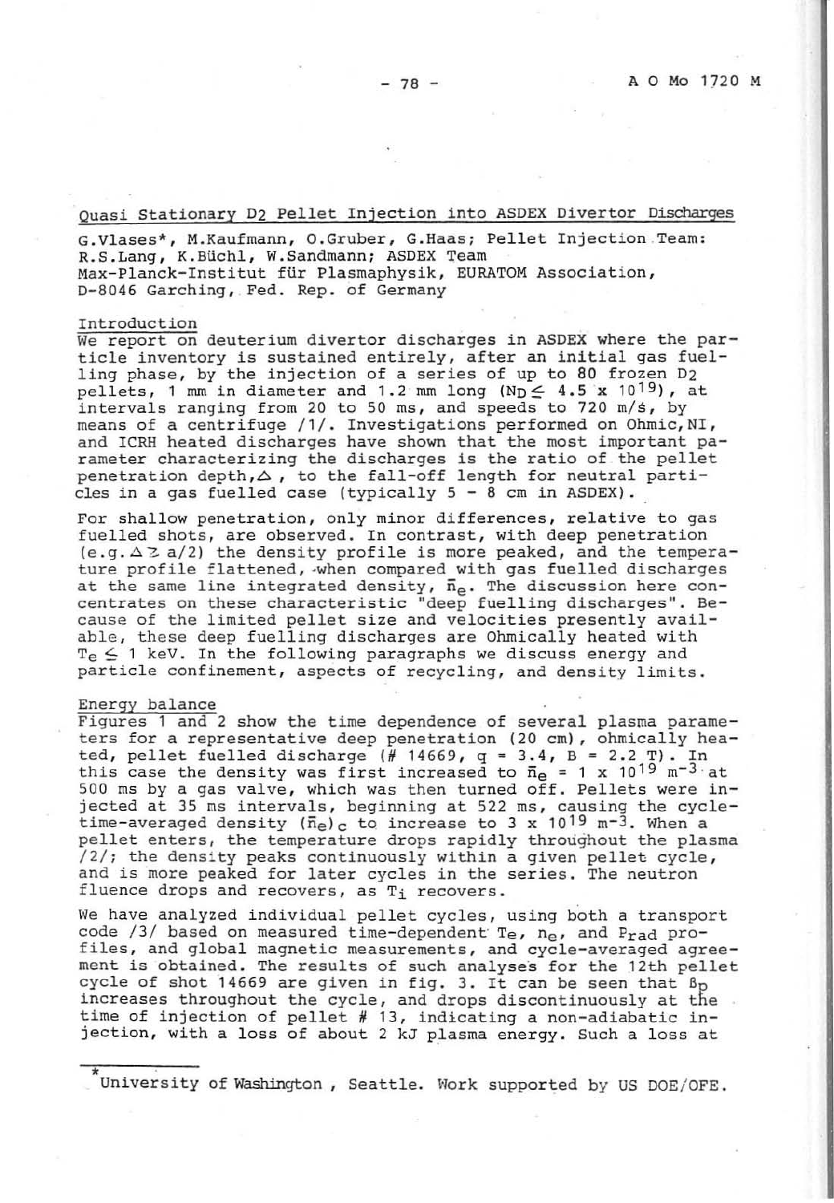## Quasi Stationary D2 Pellet Injection into ASDEX Divertor Discharges

G.Vlases*, M.Kaufmann, O.Gruber, G.Haas; Pellet Injection Team: R.S.Lang, K.Büchl, W.Sandmann; ASDEX Team
Max-Planck-Institut für Plasmaphysik, EURATOM Association, D-8046 Garching, Fed. Rep. of Germany

### Introduction

We report on deuterium divertor discharges in ASDEX where the particle inventory is sustained entirely, after an initial gas fuelling phase, by the injection of a series of up to 80 frozen $D_2$ pellets, 1 mm in diameter and 1.2 mm long ($N_D \leq 4.5 \times 10^{19}$), at intervals ranging from 20 to 50 ms, and speeds to 720 m/s, by means of a centrifuge /1/. Investigations performed on Ohmic, NI, and ICRH heated discharges have shown that the most important parameter characterizing the discharges is the ratio of the pellet penetration depth, $\Delta$, to the fall-off length for neutral particles in a gas fuelled case (typically 5 - 8 cm in ASDEX).

For shallow penetration, only minor differences, relative to gas fuelled shots, are observed. In contrast, with deep penetration (e.g. $\Delta \gtrsim a/2$) the density profile is more peaked, and the temperature profile flattened, when compared with gas fuelled discharges at the same line integrated density, $\bar{n}_e$. The discussion here concentrates on these characteristic "deep fuelling discharges". Because of the limited pellet size and velocities presently available, these deep fuelling discharges are Ohmically heated with $T_e \leq 1$ keV. In the following paragraphs we discuss energy and particle confinement, aspects of recycling, and density limits.

### Energy balance

Figures 1 and 2 show the time dependence of several plasma parameters for a representative deep penetration (20 cm), ohmically heated, pellet fuelled discharge (# 14669, q = 3.4, B = 2.2 T). In this case the density was first increased to $\bar{n}_e = 1 \times 10^{19}$ $m^{-3}$ at 500 ms by a gas valve, which was then turned off. Pellets were injected at 35 ms intervals, beginning at 522 ms, causing the cycle-time-averaged density $(\bar{n}_e)_c$ to increase to $3 \times 10^{19}$ $m^{-3}$. When a pellet enters, the temperature drops rapidly throughout the plasma /2/; the density peaks continuously within a given pellet cycle, and is more peaked for later cycles in the series. The neutron fluence drops and recovers, as $T_i$ recovers.

We have analyzed individual pellet cycles, using both a transport code /3/ based on measured time-dependent $T_e$, $n_e$, and $P_{rad}$ profiles, and global magnetic measurements, and cycle-averaged agreement is obtained. The results of such analyses for the 12th pellet cycle of shot 14669 are given in fig. 3. It can be seen that $\beta_p$ increases throughout the cycle, and drops discontinuously at the time of injection of pellet # 13, indicating a non-adiabatic injection, with a loss of about 2 kJ plasma energy. Such a loss at

*University of Washington, Seattle. Work supported by US DOE/OFE.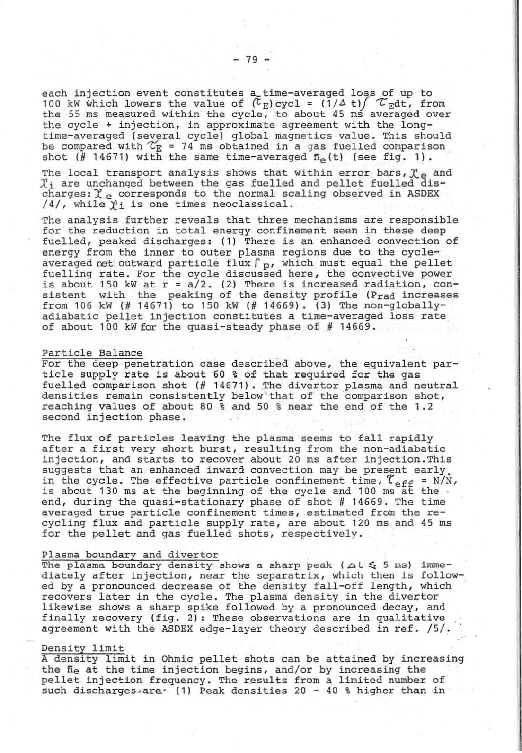each injection event constitutes a time-averaged loss of up to 100 kW which lowers the value of $(\tau_E)_{cycl} = (1/\Delta t)\int \tau_E dt$, from the 55 ms measured within the cycle, to about 45 ms averaged over the cycle + injection, in approximate agreement with the long-time-averaged (several cycle) global magnetics value. This should be compared with $\tau_E$ = 74 ms obtained in a gas fuelled comparison shot (# 14671) with the same time-averaged $\bar{n}_e(t)$ (see fig. 1).

The local transport analysis shows that within error bars, $\chi_e$ and $\chi_i$ are unchanged between the gas fuelled and pellet fuelled discharges: $\chi_e$ corresponds to the normal scaling observed in ASDEX /4/, while $\chi_i$ is one times neoclassical.

The analysis further reveals that three mechanisms are responsible for the reduction in total energy confinement seen in these deep fuelled, peaked discharges: (1) There is an enhanced convection of energy from the inner to outer plasma regions due to the cycle-averaged net outward particle flux $\Gamma_p$, which must equal the pellet fuelling rate. For the cycle discussed here, the convective power is about 150 kW at r = a/2. (2) There is increased radiation, consistent with the peaking of the density profile ($P_{rad}$ increases from 106 kW (# 14671) to 150 kW (# 14669). (3) The non-globally-adiabatic pellet injection constitutes a time-averaged loss rate of about 100 kW for the quasi-steady phase of # 14669.

## Particle Balance

For the deep penetration case described above, the equivalent particle supply rate is about 60 % of that required for the gas fuelled comparison shot (# 14671). The divertor plasma and neutral densities remain consistently below that of the comparison shot, reaching values of about 80 % and 50 % near the end of the 1.2 second injection phase.

The flux of particles leaving the plasma seems to fall rapidly after a first very short burst, resulting from the non-adiabatic injection, and starts to recover about 20 ms after injection. This suggests that an enhanced inward convection may be present early in the cycle. The effective particle confinement time, $\tau_{eff} = N/\dot{N}$, is about 130 ms at the beginning of the cycle and 100 ms at the end, during the quasi-stationary phase of shot # 14669. The time averaged true particle confinement times, estimated from the recycling flux and particle supply rate, are about 120 ms and 45 ms for the pellet and gas fuelled shots, respectively.

## Plasma boundary and divertor

The plasma boundary density shows a sharp peak ($\Delta t \lesssim 5$ ms) immediately after injection, near the separatrix, which then is followed by a pronounced decrease of the density fall-off length, which recovers later in the cycle. The plasma density in the divertor likewise shows a sharp spike followed by a pronounced decay, and finally recovery (fig. 2): These observations are in qualitative agreement with the ASDEX edge-layer theory described in ref. /5/.

## Density limit

A density limit in Ohmic pellet shots can be attained by increasing the $\bar{n}_e$ at the time injection begins, and/or by increasing the pellet injection frequency. The results from a limited number of such discharges are: (1) Peak densities 20 - 40 % higher than in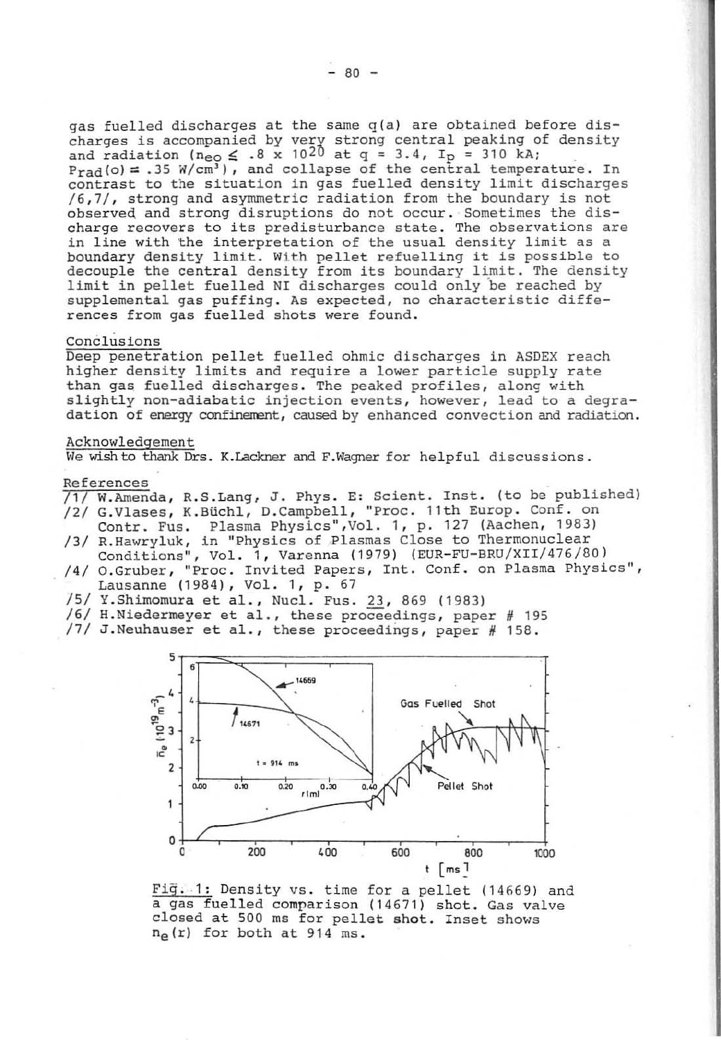gas fuelled discharges at the same q(a) are obtained before discharges is accompanied by very strong central peaking of density and radiation ($n_{eo} \leq .8 \times 10^{20}$ at $q = 3.4$, $I_p = 310$ kA; $P_{rad}(o) = .35$ W/cm$^3$), and collapse of the central temperature. In contrast to the situation in gas fuelled density limit discharges /6,7/, strong and asymmetric radiation from the boundary is not observed and strong disruptions do not occur. Sometimes the discharge recovers to its predisturbance state. The observations are in line with the interpretation of the usual density limit as a boundary density limit. With pellet refuelling it is possible to decouple the central density from its boundary limit. The density limit in pellet fuelled NI discharges could only be reached by supplemental gas puffing. As expected, no characteristic differences from gas fuelled shots were found.

## Conclusions

Deep penetration pellet fuelled ohmic discharges in ASDEX reach higher density limits and require a lower particle supply rate than gas fuelled discharges. The peaked profiles, along with slightly non-adiabatic injection events, however, lead to a degradation of energy confinement, caused by enhanced convection and radiation.

## Acknowledgement

We wish to thank Drs. K.Lackner and F.Wagner for helpful discussions.

## References

/1/ W.Amenda, R.S.Lang, J. Phys. E: Scient. Inst. (to be published)
/2/ G.Vlases, K.Büchl, D.Campbell, "Proc. 11th Europ. Conf. on Contr. Fus. Plasma Physics", Vol. 1, p. 127 (Aachen, 1983)
/3/ R.Hawryluk, in "Physics of Plasmas Close to Thermonuclear Conditions", Vol. 1, Varenna (1979) (EUR-FU-BRU/XII/476/80)
/4/ O.Gruber, "Proc. Invited Papers, Int. Conf. on Plasma Physics", Lausanne (1984), Vol. 1, p. 67
/5/ Y.Shimomura et al., Nucl. Fus. 23, 869 (1983)
/6/ H.Niedermeyer et al., these proceedings, paper # 195
/7/ J.Neuhauser et al., these proceedings, paper # 158.

Fig. 1: Density vs. time for a pellet (14669) and a gas fuelled comparison (14671) shot. Gas valve closed at 500 ms for pellet shot. Inset shows $n_e(r)$ for both at 914 ms.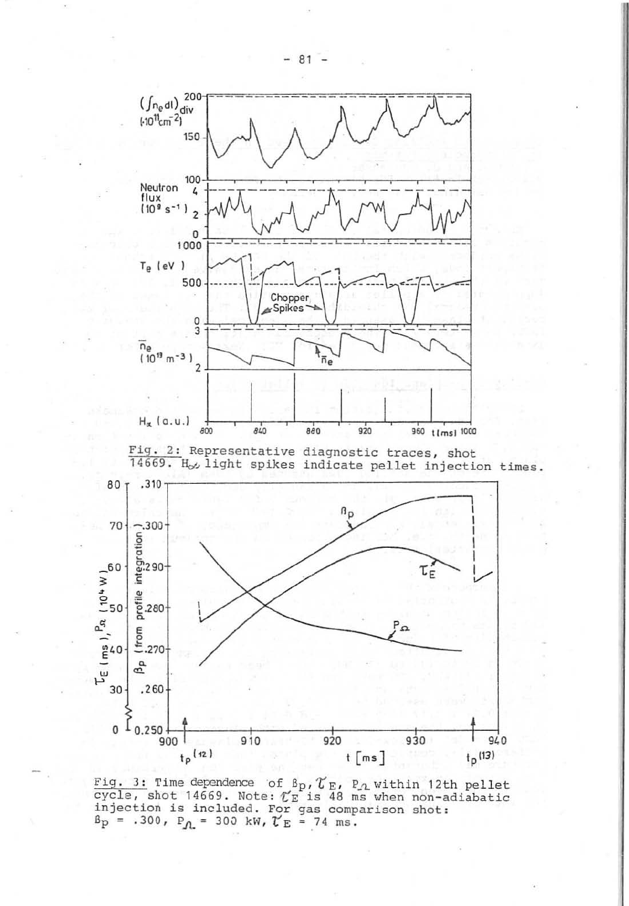$(\int n_e dl)_{div}$ $(\cdot 10^{11} cm^{-2})$

200

150

100

Neutron flux $(10^9 s^{-1})$

4

2

0

1000

$T_e$ (eV)

500

Chopper Spikes

0

3

$\bar{n}_e$ $(10^{19} m^{-3})$

$\bar{n}_e$

2

$H_\alpha$ (a.u.)

800 840 880 920 960 t(ms) 1000

Fig. 2: Representative diagnostic traces, shot 14669. $H_\alpha$ light spikes indicate pellet injection times.

80 70 60 50 40 30 0

$\tau_E$ (ms), $P_\Omega$ $(10^4 W)$

.310 .300 .290 .280 .270 .260 0.250

$\beta_p$ (from profile integration)

$\beta_p$

$\tau_E$

$P_\Omega$

900 910 920 930 940

$t_p^{(12)}$ t [ms] $t_p^{(13)}$

Fig. 3: Time dependence of $\beta_p$, $\tau_E$, $P_\Omega$ within 12th pellet cycle, shot 14669. Note: $\tau_E$ is 48 ms when non-adiabatic injection is included. For gas comparison shot: $\beta_p$ = .300, $P_\Omega$ = 300 kW, $\tau_E$ = 74 ms.